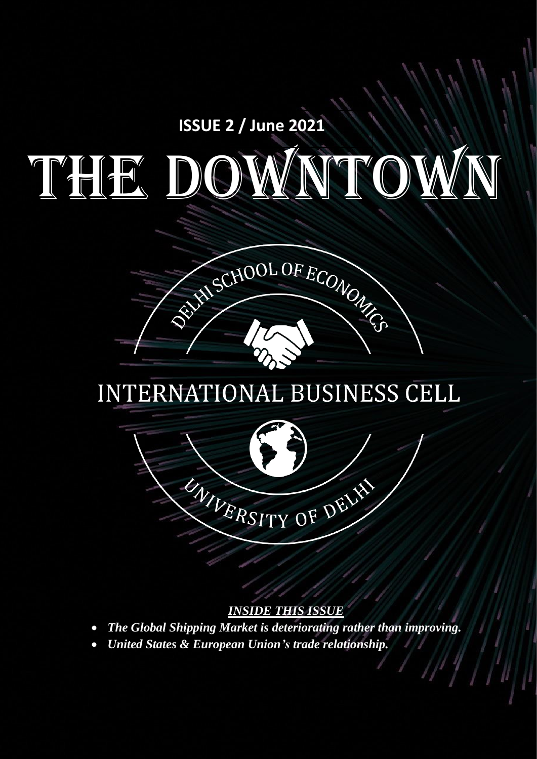**ISSUE 2 / June 2021**

# THE DOWNTOWN

DELHI SCHOOL OF ECONOMICS

INTERNATIONAL BUSINESS CELL

UNIVERSITY OF DELHI

***INSIDE THIS ISSUE***

- ***The Global Shipping Market is deteriorating rather than improving.***
- ***United States & European Union's trade relationship.***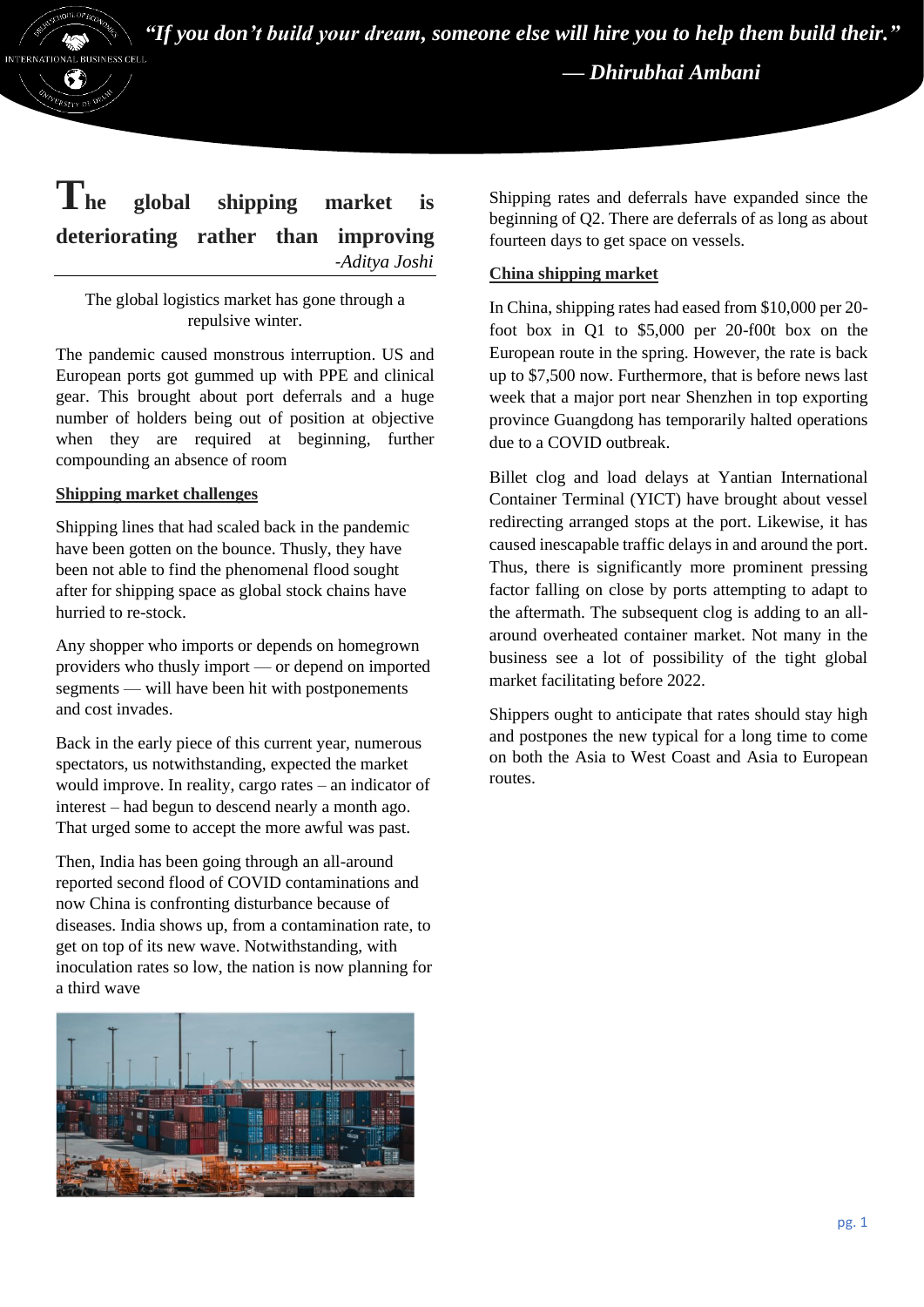*"If you don't build your dream, someone else will hire you to help them build their."*

***— Dhirubhai Ambani***

# The global shipping market is deteriorating rather than improving

*-Aditya Joshi*

The global logistics market has gone through a repulsive winter.

The pandemic caused monstrous interruption. US and European ports got gummed up with PPE and clinical gear. This brought about port deferrals and a huge number of holders being out of position at objective when they are required at beginning, further compounding an absence of room

## Shipping market challenges

Shipping lines that had scaled back in the pandemic have been gotten on the bounce. Thusly, they have been not able to find the phenomenal flood sought after for shipping space as global stock chains have hurried to re-stock.

Any shopper who imports or depends on homegrown providers who thusly import — or depend on imported segments — will have been hit with postponements and cost invades.

Back in the early piece of this current year, numerous spectators, us notwithstanding, expected the market would improve. In reality, cargo rates – an indicator of interest – had begun to descend nearly a month ago. That urged some to accept the more awful was past.

Then, India has been going through an all-around reported second flood of COVID contaminations and now China is confronting disturbance because of diseases. India shows up, from a contamination rate, to get on top of its new wave. Notwithstanding, with inoculation rates so low, the nation is now planning for a third wave

Shipping rates and deferrals have expanded since the beginning of Q2. There are deferrals of as long as about fourteen days to get space on vessels.

## China shipping market

In China, shipping rates had eased from $10,000 per 20-foot box in Q1 to $5,000 per 20-f00t box on the European route in the spring. However, the rate is back up to $7,500 now. Furthermore, that is before news last week that a major port near Shenzhen in top exporting province Guangdong has temporarily halted operations due to a COVID outbreak.

Billet clog and load delays at Yantian International Container Terminal (YICT) have brought about vessel redirecting arranged stops at the port. Likewise, it has caused inescapable traffic delays in and around the port. Thus, there is significantly more prominent pressing factor falling on close by ports attempting to adapt to the aftermath. The subsequent clog is adding to an all-around overheated container market. Not many in the business see a lot of possibility of the tight global market facilitating before 2022.

Shippers ought to anticipate that rates should stay high and postpones the new typical for a long time to come on both the Asia to West Coast and Asia to European routes.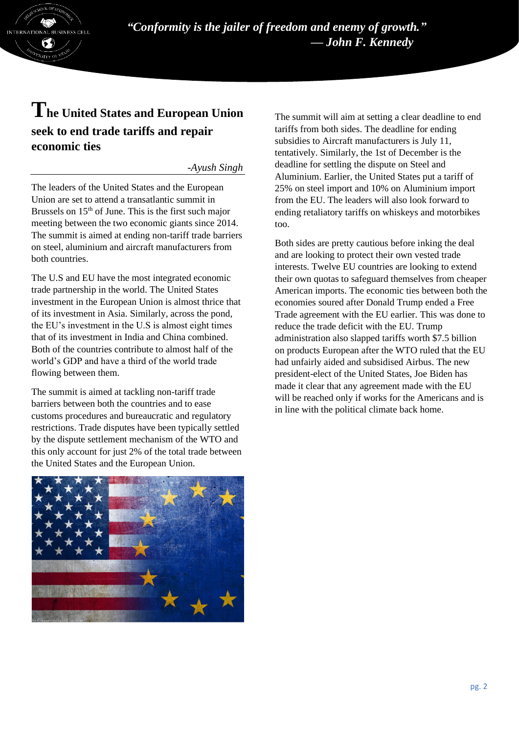# The United States and European Union seek to end trade tariffs and repair economic ties

*-Ayush Singh*

The leaders of the United States and the European Union are set to attend a transatlantic summit in Brussels on 15th of June. This is the first such major meeting between the two economic giants since 2014. The summit is aimed at ending non-tariff trade barriers on steel, aluminium and aircraft manufacturers from both countries.

The U.S and EU have the most integrated economic trade partnership in the world. The United States investment in the European Union is almost thrice that of its investment in Asia. Similarly, across the pond, the EU's investment in the U.S is almost eight times that of its investment in India and China combined. Both of the countries contribute to almost half of the world's GDP and have a third of the world trade flowing between them.

The summit is aimed at tackling non-tariff trade barriers between both the countries and to ease customs procedures and bureaucratic and regulatory restrictions. Trade disputes have been typically settled by the dispute settlement mechanism of the WTO and this only account for just 2% of the total trade between the United States and the European Union.

The summit will aim at setting a clear deadline to end tariffs from both sides. The deadline for ending subsidies to Aircraft manufacturers is July 11, tentatively. Similarly, the 1st of December is the deadline for settling the dispute on Steel and Aluminium. Earlier, the United States put a tariff of 25% on steel import and 10% on Aluminium import from the EU. The leaders will also look forward to ending retaliatory tariffs on whiskeys and motorbikes too.

Both sides are pretty cautious before inking the deal and are looking to protect their own vested trade interests. Twelve EU countries are looking to extend their own quotas to safeguard themselves from cheaper American imports. The economic ties between both the economies soured after Donald Trump ended a Free Trade agreement with the EU earlier. This was done to reduce the trade deficit with the EU. Trump administration also slapped tariffs worth $7.5 billion on products European after the WTO ruled that the EU had unfairly aided and subsidised Airbus. The new president-elect of the United States, Joe Biden has made it clear that any agreement made with the EU will be reached only if works for the Americans and is in line with the political climate back home.